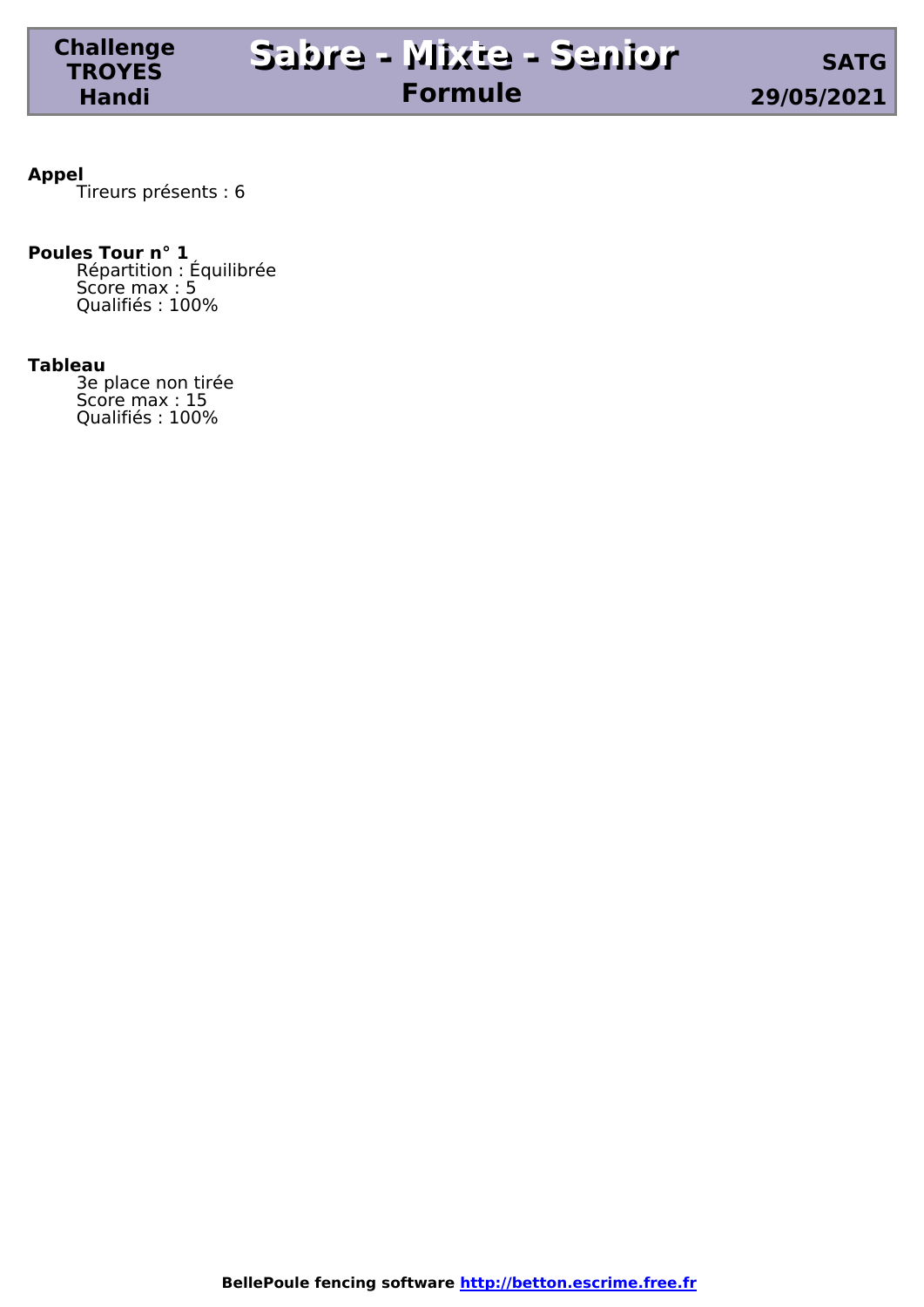**Challenge TROYES Handi**

# Sabre - Mixte - Senior

## Formule

**SATG**

**29/05/2021**

**Appel**

Tireurs présents : 6

**Poules Tour n° 1**

Répartition : Équilibrée
Score max : 5
Qualifiés : 100%

**Tableau**

3e place non tirée
Score max : 15
Qualifiés : 100%

**BellePoule fencing software [http://betton.escrime.free.fr](http://betton.escrime.free.fr)**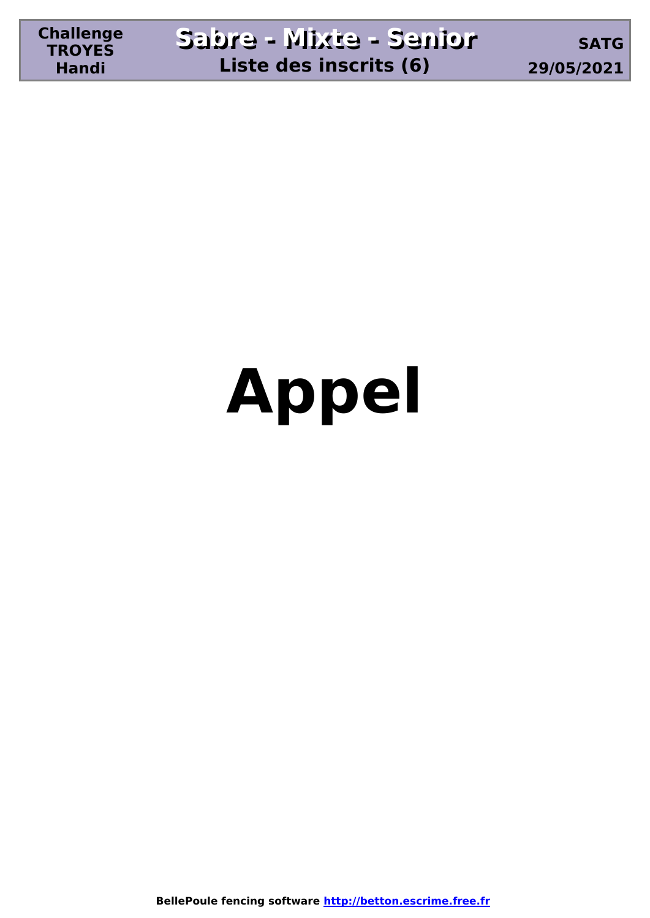# Appel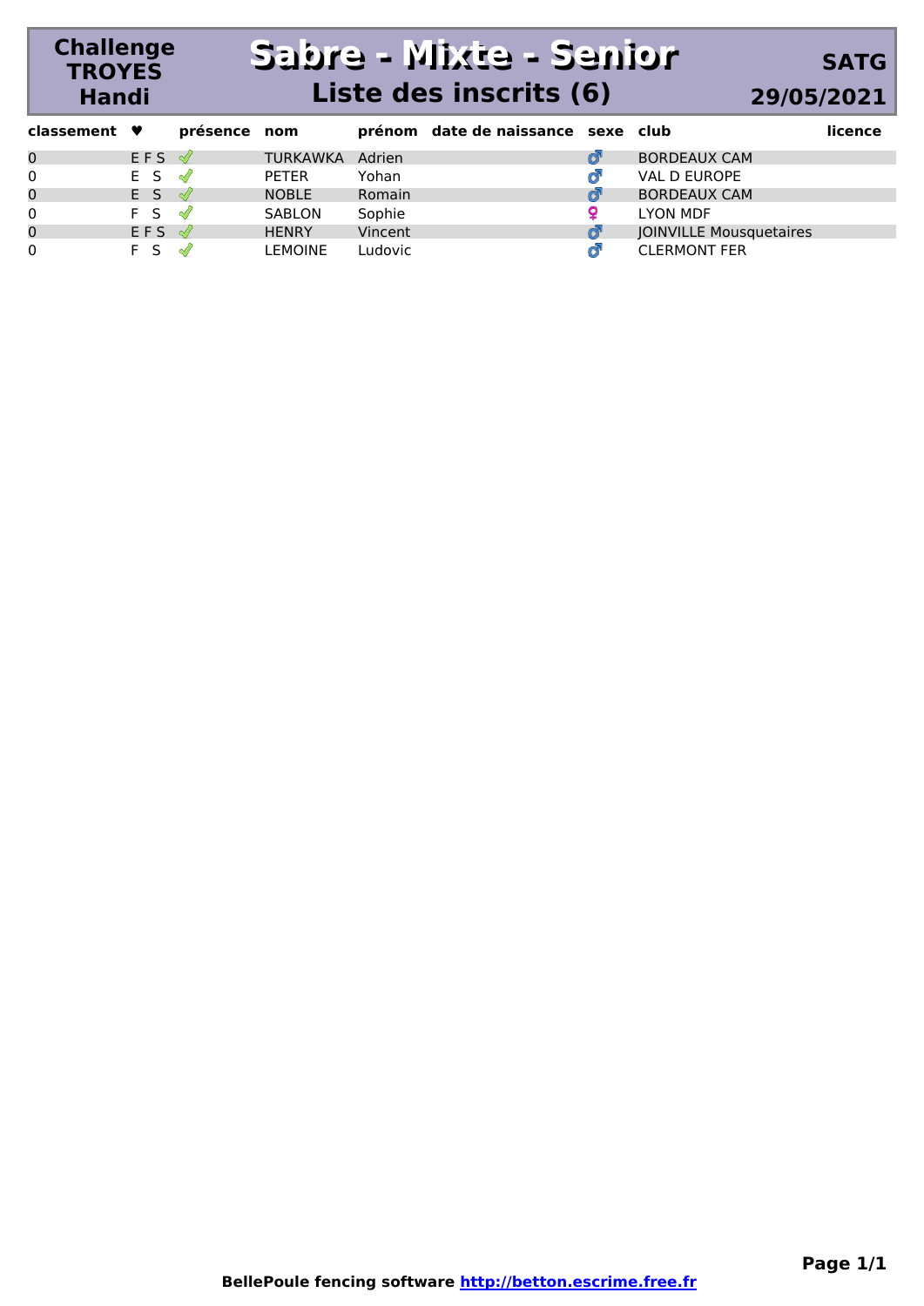**Challenge TROYES Handi**

# Sabre - Mixte - Senior

## Liste des inscrits (6)

**SATG**

**29/05/2021**

| classement | ♥ | présence | nom | prénom | date de naissance | sexe | club | licence |
|---|---|---|---|---|---|---|---|---|
| 0 | E F S | ✓ | TURKAWKA | Adrien | | ♂ | BORDEAUX CAM | |
| 0 | E S | ✓ | PETER | Yohan | | ♂ | VAL D EUROPE | |
| 0 | E S | ✓ | NOBLE | Romain | | ♂ | BORDEAUX CAM | |
| 0 | F S | ✓ | SABLON | Sophie | | ♀ | LYON MDF | |
| 0 | E F S | ✓ | HENRY | Vincent | | ♂ | JOINVILLE Mousquetaires | |
| 0 | F S | ✓ | LEMOINE | Ludovic | | ♂ | CLERMONT FER | |

**BellePoule fencing software http://betton.escrime.free.fr**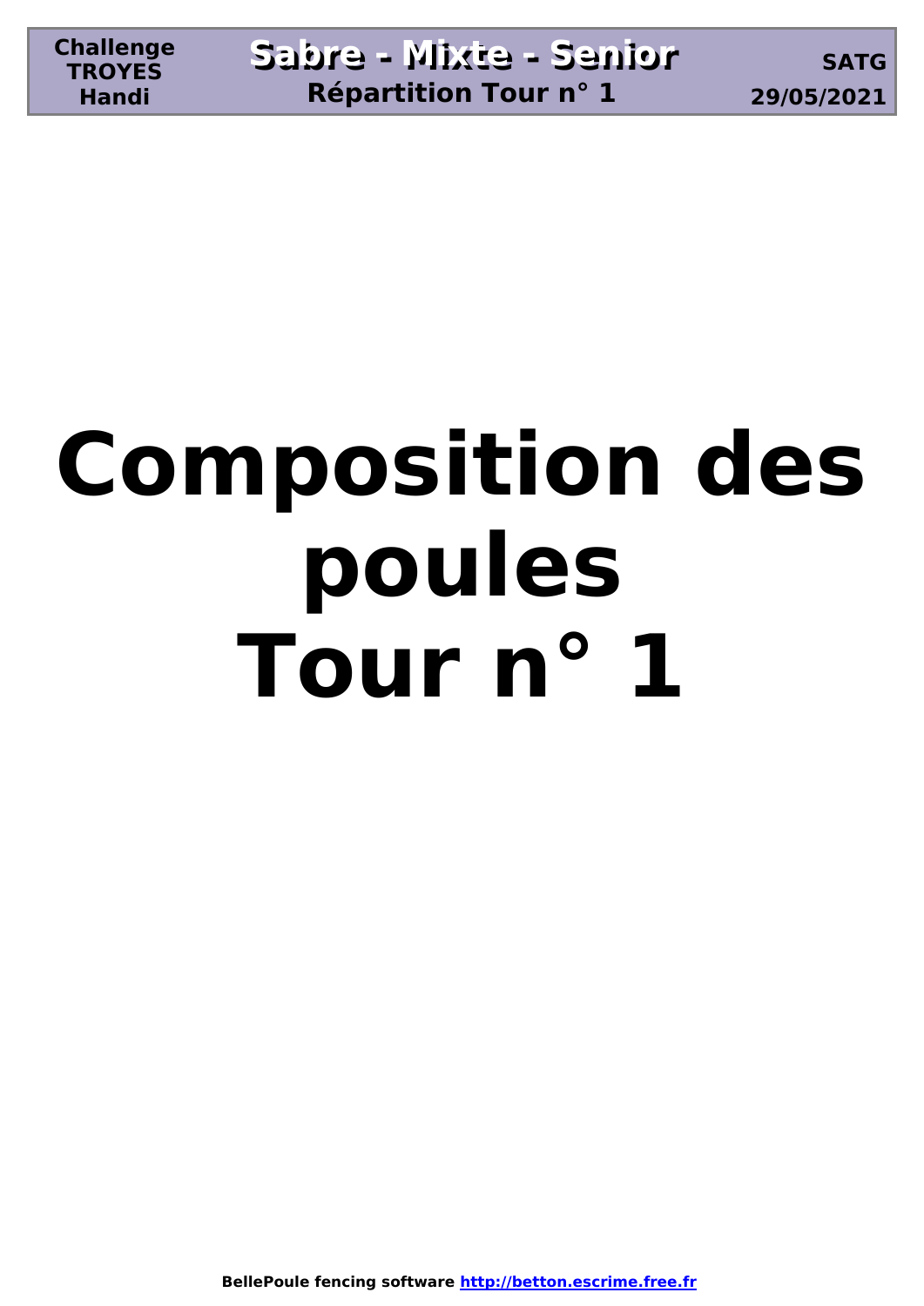# Composition des poules
# Tour n° 1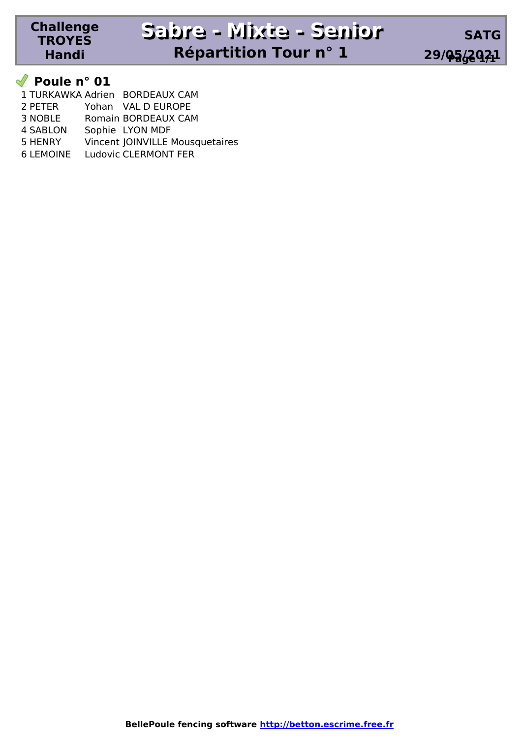**Challenge TROYES Handi**

# Sabre - Mixte - Senior

## Répartition Tour n° 1

**SATG**

**29/05/2021**

### Poule n° 01

| | Nom | Prénom | Club |
|---|---|---|---|
| 1 | TURKAWKA | Adrien | BORDEAUX CAM |
| 2 | PETER | Yohan | VAL D EUROPE |
| 3 | NOBLE | Romain | BORDEAUX CAM |
| 4 | SABLON | Sophie | LYON MDF |
| 5 | HENRY | Vincent | JOINVILLE Mousquetaires |
| 6 | LEMOINE | Ludovic | CLERMONT FER |

**BellePoule fencing software http://betton.escrime.free.fr**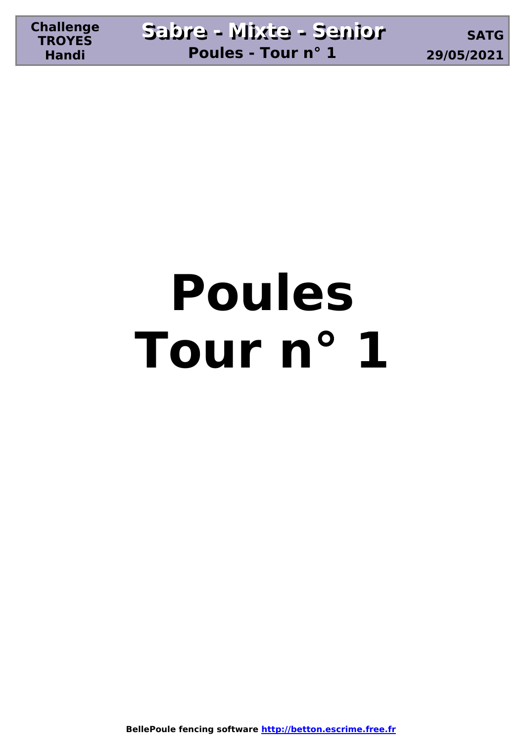# Poules
# Tour n° 1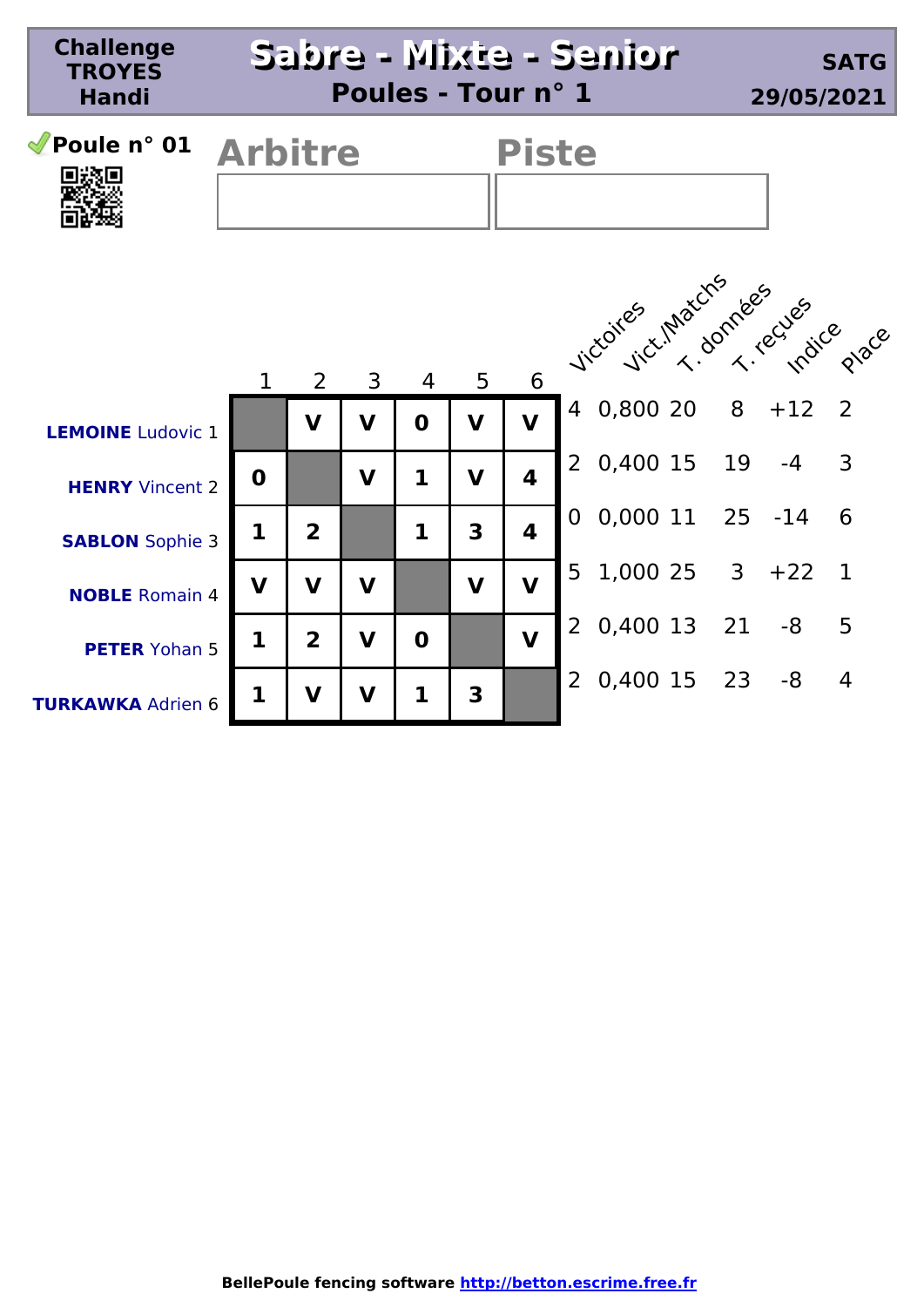**Challenge TROYES Handi**

# Sabre - Mixte - Senior

## Poules - Tour n° 1

**SATG**
**29/05/2021**

### Poule n° 01

| Arbitre | Piste |
|---|---|
| | |

| | 1 | 2 | 3 | 4 | 5 | 6 | Victoires | Vict./Matchs | T. données | T. reçues | Indice | Place |
|---|---|---|---|---|---|---|---|---|---|---|---|---|
| **LEMOINE** Ludovic 1 | | V | V | 0 | V | V | 4 | 0,800 | 20 | 8 | +12 | 2 |
| **HENRY** Vincent 2 | 0 | | V | 1 | V | 4 | 2 | 0,400 | 15 | 19 | -4 | 3 |
| **SABLON** Sophie 3 | 1 | 2 | | 1 | 3 | 4 | 0 | 0,000 | 11 | 25 | -14 | 6 |
| **NOBLE** Romain 4 | V | V | V | | V | V | 5 | 1,000 | 25 | 3 | +22 | 1 |
| **PETER** Yohan 5 | 1 | 2 | V | 0 | | V | 2 | 0,400 | 13 | 21 | -8 | 5 |
| **TURKAWKA** Adrien 6 | 1 | V | V | 1 | 3 | | 2 | 0,400 | 15 | 23 | -8 | 4 |

**BellePoule fencing software http://betton.escrime.free.fr**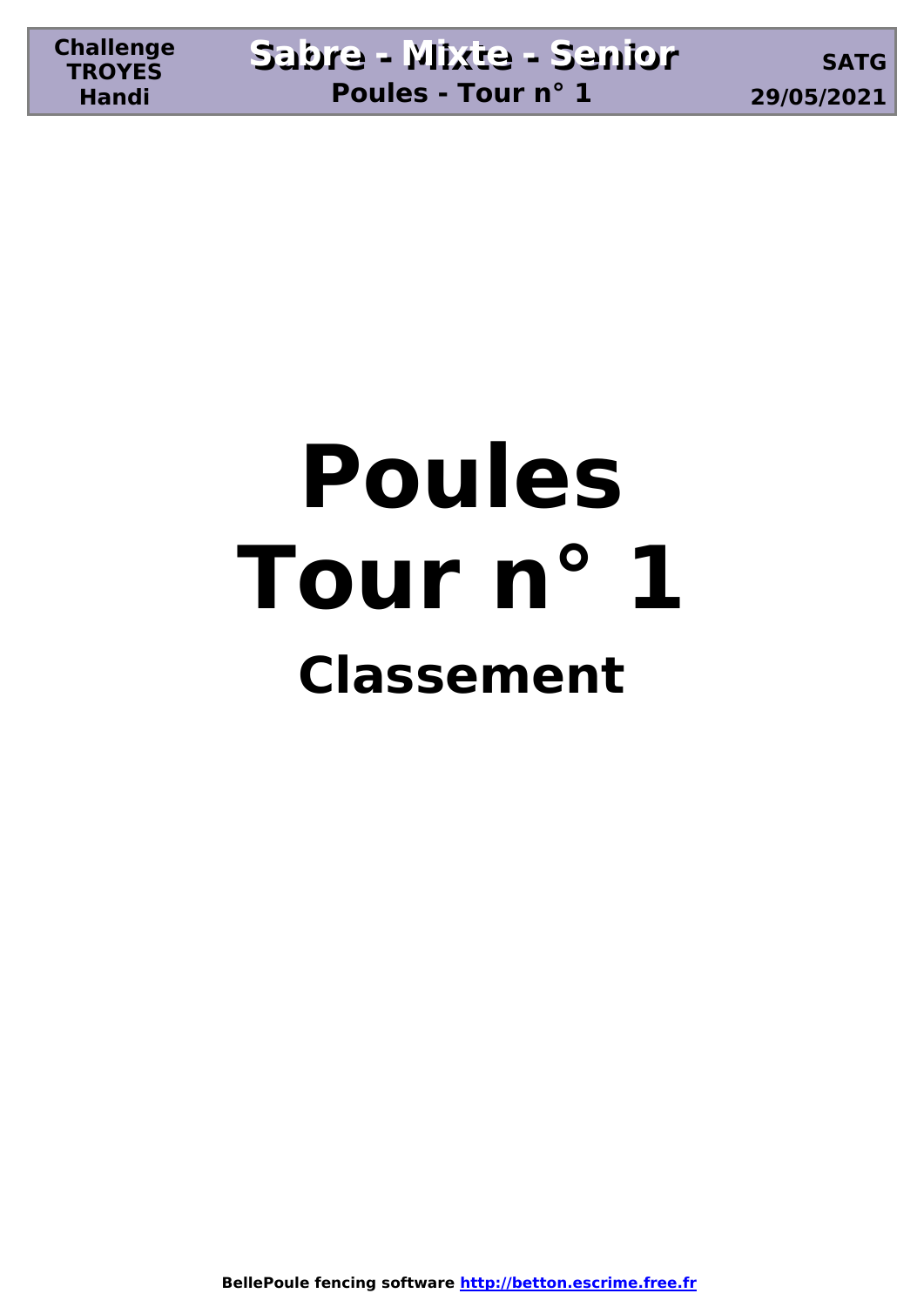# Poules
# Tour n° 1
## Classement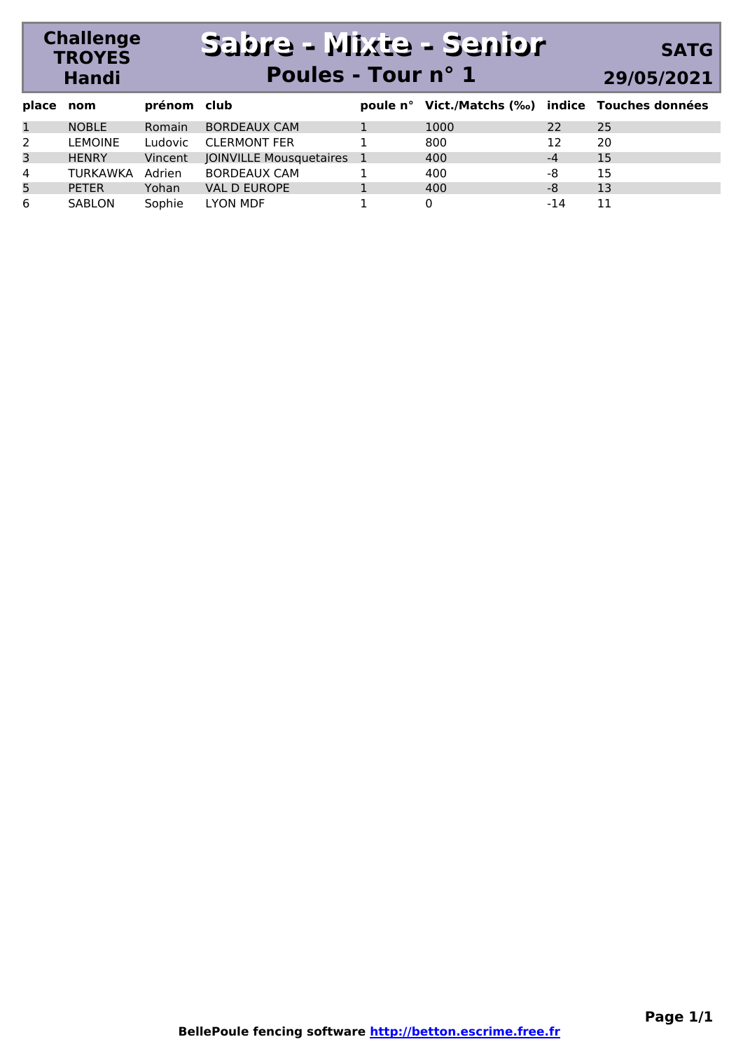**Challenge TROYES Handi**

# Sabre - Mixte - Senior

## Poules - Tour n° 1

**SATG**

**29/05/2021**

| place | nom | prénom | club | poule n° | Vict./Matchs (‰) | indice | Touches données |
|---|---|---|---|---|---|---|---|
| 1 | NOBLE | Romain | BORDEAUX CAM | 1 | 1000 | 22 | 25 |
| 2 | LEMOINE | Ludovic | CLERMONT FER | 1 | 800 | 12 | 20 |
| 3 | HENRY | Vincent | JOINVILLE Mousquetaires | 1 | 400 | -4 | 15 |
| 4 | TURKAWKA | Adrien | BORDEAUX CAM | 1 | 400 | -8 | 15 |
| 5 | PETER | Yohan | VAL D EUROPE | 1 | 400 | -8 | 13 |
| 6 | SABLON | Sophie | LYON MDF | 1 | 0 | -14 | 11 |

**BellePoule fencing software [http://betton.escrime.free.fr](http://betton.escrime.free.fr)**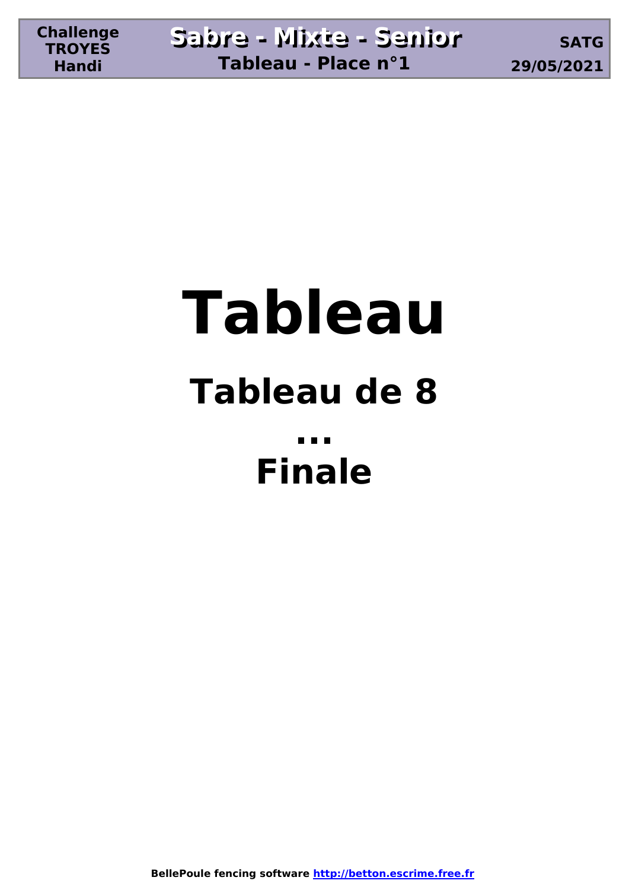# Tableau

## Tableau de 8

## ...

## Finale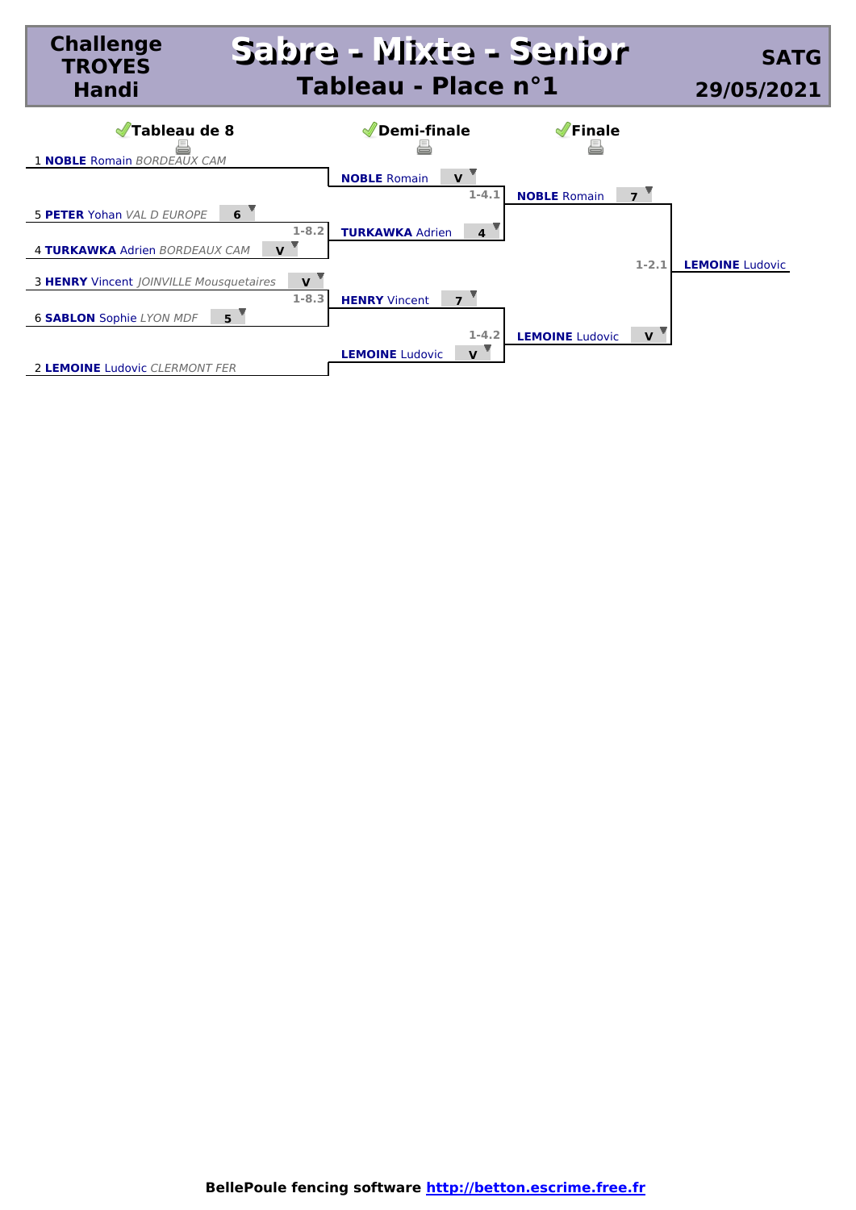**Challenge TROYES Handi**

# Sabre - Mixte - Senior

## Tableau - Place n°1

**SATG**

**29/05/2021**

### Tableau de 8

| Tableau de 8 | Score | Match |
|---|---|---|
| 1 **NOBLE** Romain *BORDEAUX CAM* | | |
| 5 **PETER** Yohan *VAL D EUROPE* | 6 | 1-8.2 |
| 4 **TURKAWKA** Adrien *BORDEAUX CAM* | V | 1-8.2 |
| 3 **HENRY** Vincent *JOINVILLE Mousquetaires* | V | 1-8.3 |
| 6 **SABLON** Sophie *LYON MDF* | 5 | 1-8.3 |
| 2 **LEMOINE** Ludovic *CLERMONT FER* | | |

### Demi-finale

| Demi-finale | Score | Match |
|---|---|---|
| **NOBLE** Romain | V | 1-4.1 |
| **TURKAWKA** Adrien | 4 | 1-4.1 |
| **HENRY** Vincent | 7 | 1-4.2 |
| **LEMOINE** Ludovic | V | 1-4.2 |

### Finale

| Finale | Score | Match |
|---|---|---|
| **NOBLE** Romain | 7 | 1-2.1 |
| **LEMOINE** Ludovic | V | 1-2.1 |

Vainqueur : **LEMOINE** Ludovic

**BellePoule fencing software http://betton.escrime.free.fr**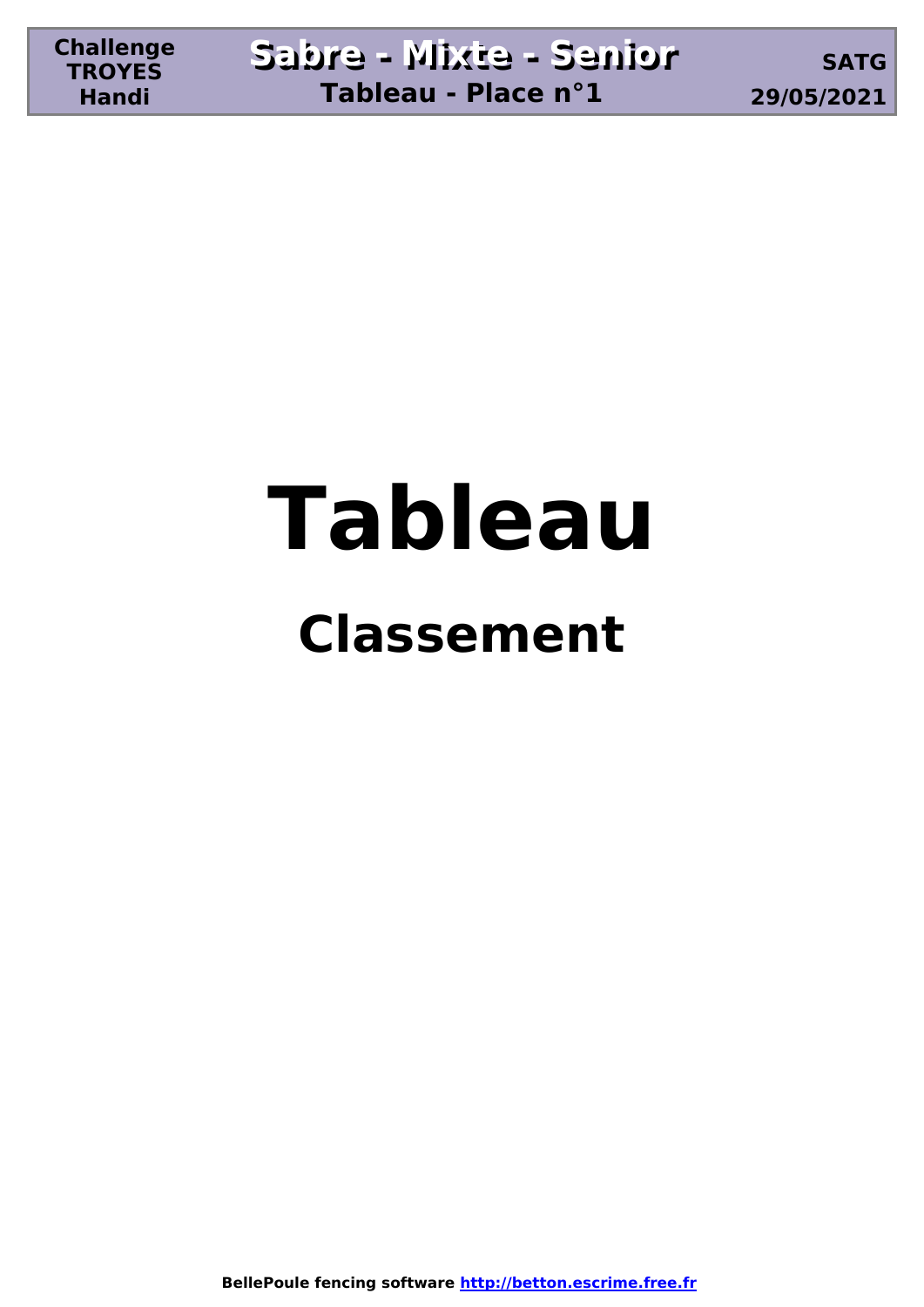# Tableau

## Classement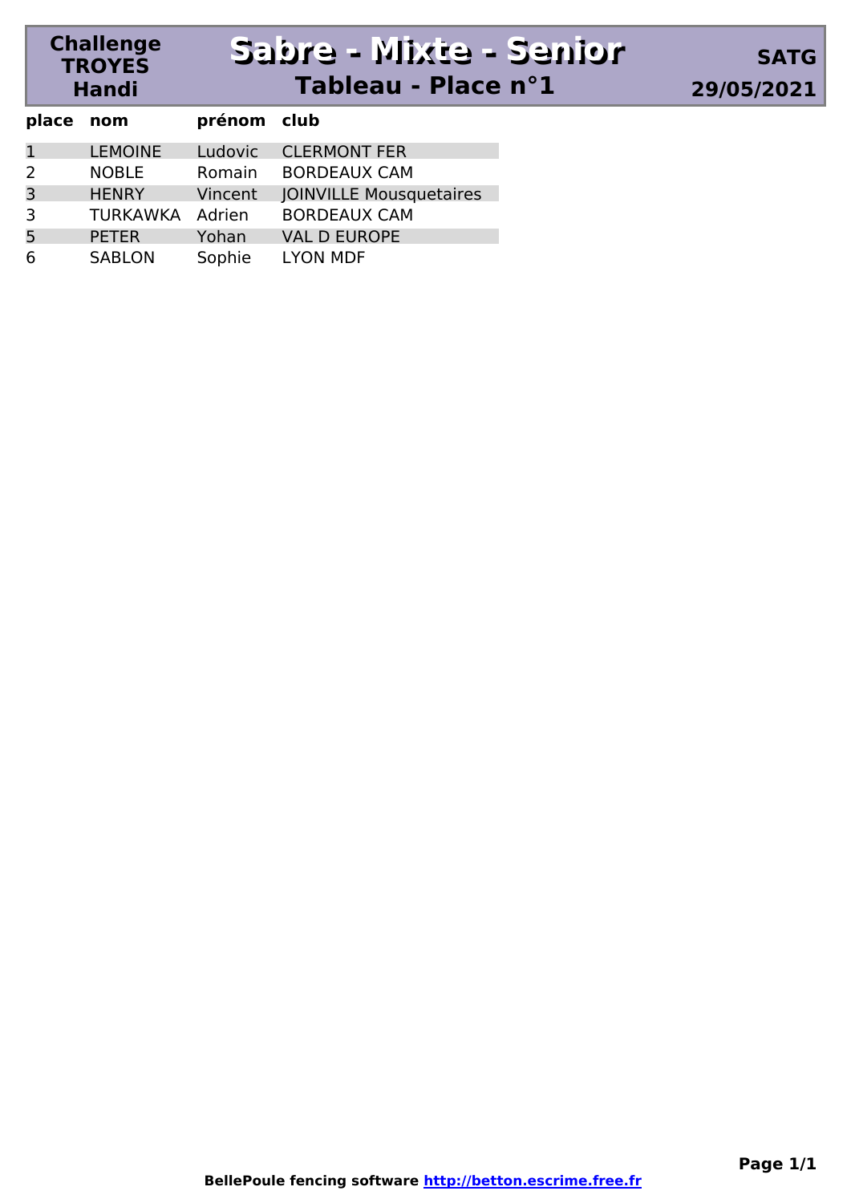**Challenge TROYES Handi**

# Sabre - Mixte - Senior

## Tableau - Place n°1

**SATG**

**29/05/2021**

| place | nom | prénom | club |
|---|---|---|---|
| 1 | LEMOINE | Ludovic | CLERMONT FER |
| 2 | NOBLE | Romain | BORDEAUX CAM |
| 3 | HENRY | Vincent | JOINVILLE Mousquetaires |
| 3 | TURKAWKA | Adrien | BORDEAUX CAM |
| 5 | PETER | Yohan | VAL D EUROPE |
| 6 | SABLON | Sophie | LYON MDF |

**BellePoule fencing software http://betton.escrime.free.fr**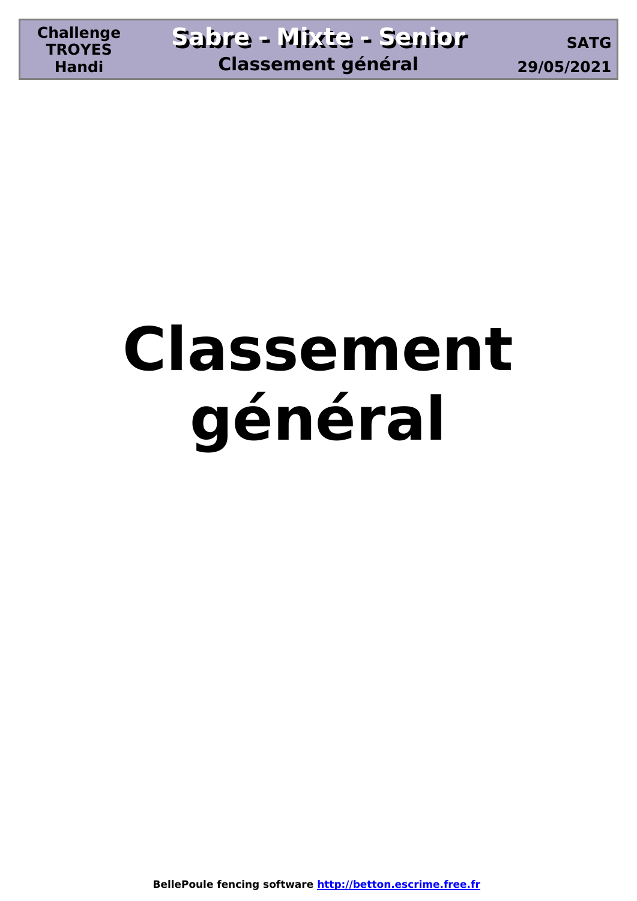# Classement général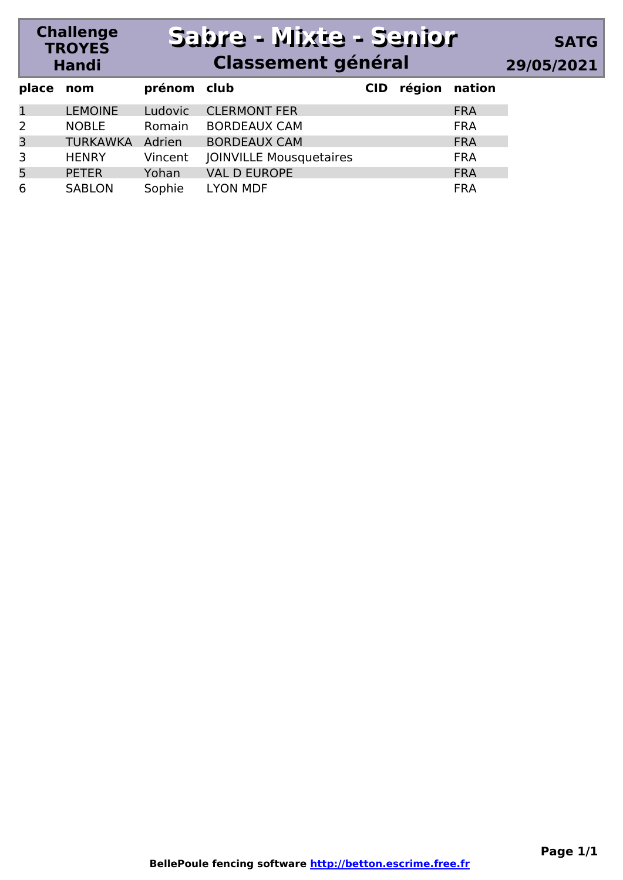**Challenge TROYES Handi**

# Sabre - Mixte - Senior

## Classement général

**SATG**

**29/05/2021**

| place | nom | prénom | club | CID | région | nation |
|---|---|---|---|---|---|---|
| 1 | LEMOINE | Ludovic | CLERMONT FER | | | FRA |
| 2 | NOBLE | Romain | BORDEAUX CAM | | | FRA |
| 3 | TURKAWKA | Adrien | BORDEAUX CAM | | | FRA |
| 3 | HENRY | Vincent | JOINVILLE Mousquetaires | | | FRA |
| 5 | PETER | Yohan | VAL D EUROPE | | | FRA |
| 6 | SABLON | Sophie | LYON MDF | | | FRA |

**BellePoule fencing software [http://betton.escrime.free.fr](http://betton.escrime.free.fr)**